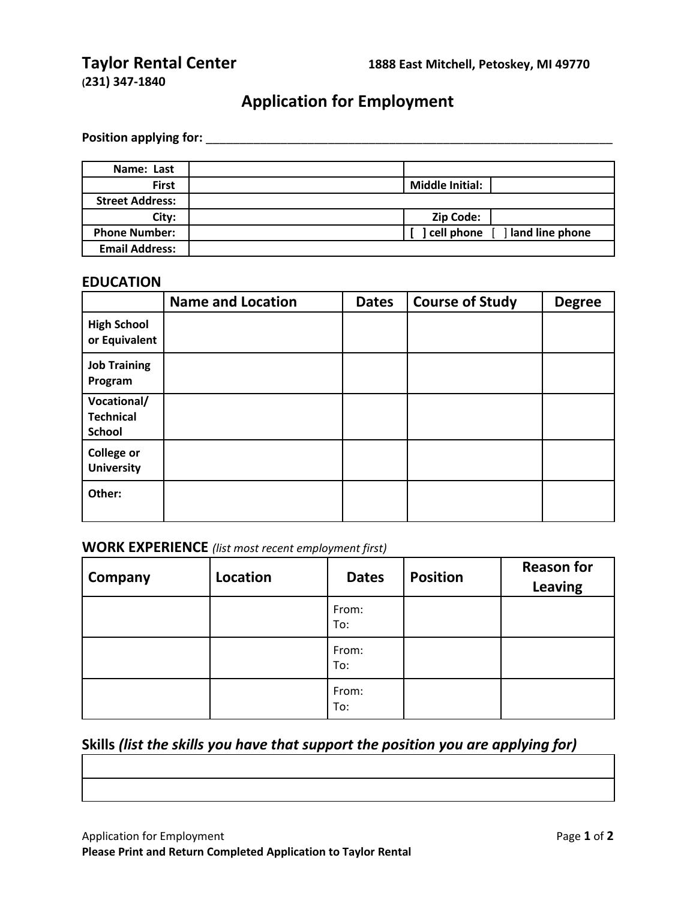**Taylor Rental Center** **1888 East Mitchell, Petoskey, MI 49770**
**(231) 347-1840**

# Application for Employment

**Position applying for:** ________________________________________________________________

| | | | |
|---|---|---|---|
| **Name: Last** | | | |
| **First** | | **Middle Initial:** | |
| **Street Address:** | | | |
| **City:** | | **Zip Code:** | |
| **Phone Number:** | | **[ ] cell phone [ ] land line phone** | |
| **Email Address:** | | | |

## EDUCATION

| | Name and Location | Dates | Course of Study | Degree |
|---|---|---|---|---|
| **High School or Equivalent** | | | | |
| **Job Training Program** | | | | |
| **Vocational/ Technical School** | | | | |
| **College or University** | | | | |
| **Other:** | | | | |

## WORK EXPERIENCE *(list most recent employment first)*

| Company | Location | Dates | Position | Reason for Leaving |
|---|---|---|---|---|
| | | From: To: | | |
| | | From: To: | | |
| | | From: To: | | |

## Skills *(list the skills you have that support the position you are applying for)*

| |
|---|
| |
| |

**Please Print and Return Completed Application to Taylor Rental**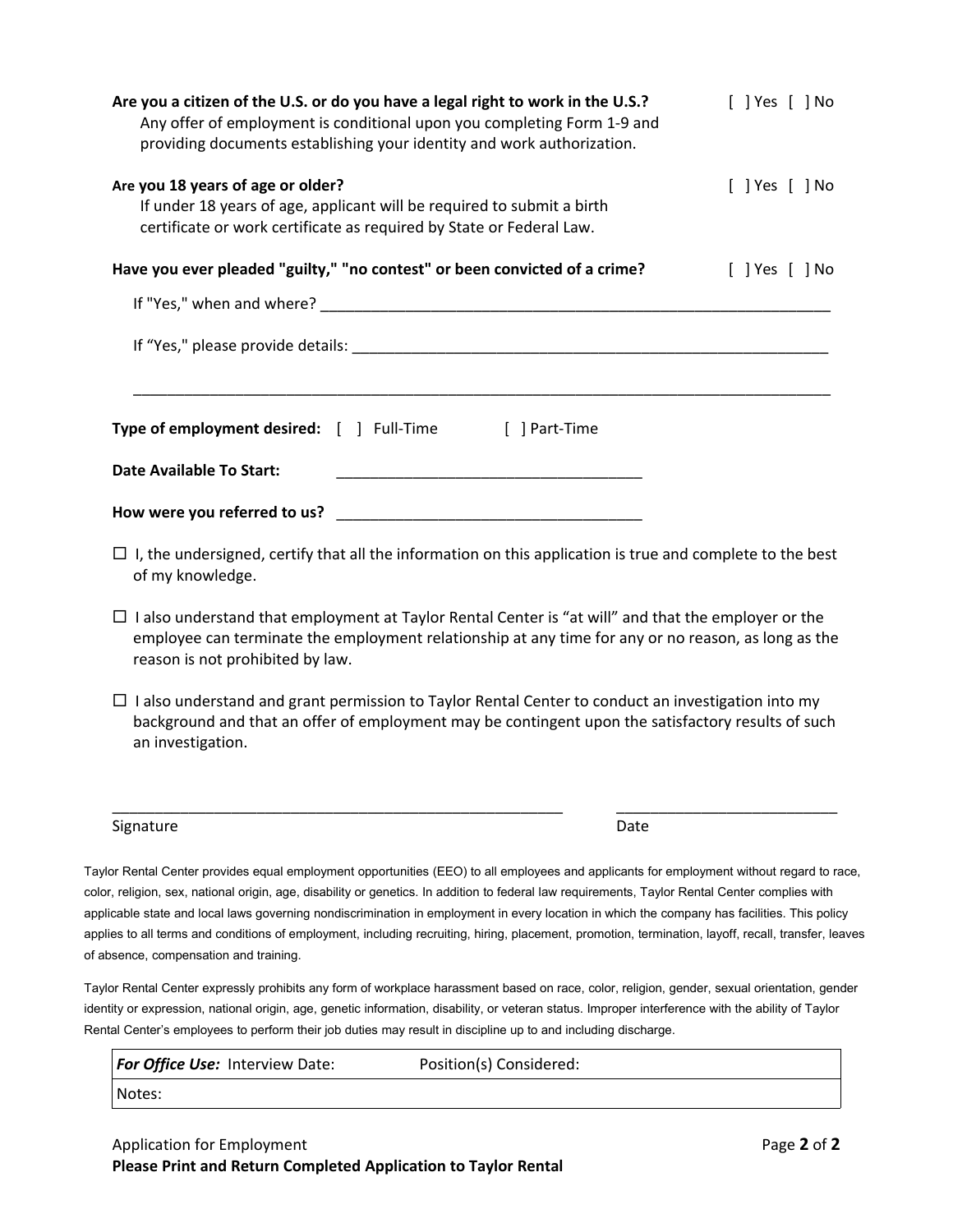**Are you a citizen of the U.S. or do you have a legal right to work in the U.S.?** [ ] Yes [ ] No
Any offer of employment is conditional upon you completing Form 1-9 and providing documents establishing your identity and work authorization.

Are **you 18 years of age or older?** [ ] Yes [ ] No
If under 18 years of age, applicant will be required to submit a birth certificate or work certificate as required by State or Federal Law.

**Have you ever pleaded "guilty," "no contest" or been convicted of a crime?** [ ] Yes [ ] No

If "Yes," when and where? ______________________________________________________________

If "Yes," please provide details: ________________________________________________________

____________________________________________________________________________________

**Type of employment desired:** [ ] Full-Time [ ] Part-Time

**Date Available To Start:** ____________________________________

**How were you referred to us?** ____________________________________

☐ I, the undersigned, certify that all the information on this application is true and complete to the best of my knowledge.

☐ I also understand that employment at Taylor Rental Center is "at will" and that the employer or the employee can terminate the employment relationship at any time for any or no reason, as long as the reason is not prohibited by law.

☐ I also understand and grant permission to Taylor Rental Center to conduct an investigation into my background and that an offer of employment may be contingent upon the satisfactory results of such an investigation.

______________________________________________________ __________________________
Signature Date

Taylor Rental Center provides equal employment opportunities (EEO) to all employees and applicants for employment without regard to race, color, religion, sex, national origin, age, disability or genetics. In addition to federal law requirements, Taylor Rental Center complies with applicable state and local laws governing nondiscrimination in employment in every location in which the company has facilities. This policy applies to all terms and conditions of employment, including recruiting, hiring, placement, promotion, termination, layoff, recall, transfer, leaves of absence, compensation and training.

Taylor Rental Center expressly prohibits any form of workplace harassment based on race, color, religion, gender, sexual orientation, gender identity or expression, national origin, age, genetic information, disability, or veteran status. Improper interference with the ability of Taylor Rental Center's employees to perform their job duties may result in discipline up to and including discharge.

| | |
|---|---|
| ***For Office Use:*** Interview Date: | Position(s) Considered: |
| Notes: | |

Application for Employment
**Please Print and Return Completed Application to Taylor Rental**